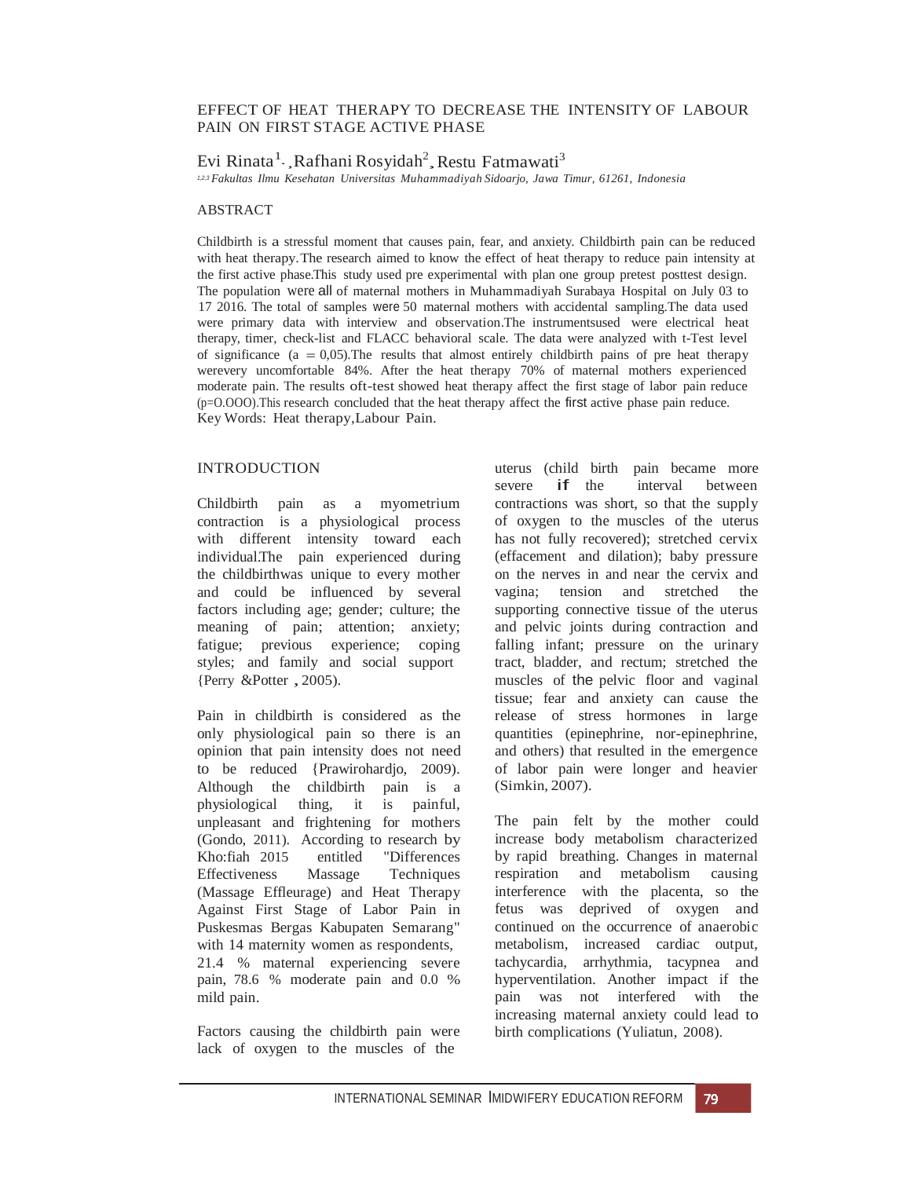# EFFECT OF HEAT THERAPY TO DECREASE THE INTENSITY OF LABOUR PAIN ON FIRST STAGE ACTIVE PHASE

Evi Rinata[1], Rafhani Rosyidah[2], Restu Fatmawati[3]

[1,2,3] *Fakultas Ilmu Kesehatan Universitas Muhammadiyah Sidoarjo, Jawa Timur, 61261, Indonesia*

## ABSTRACT

Childbirth is a stressful moment that causes pain, fear, and anxiety. Childbirth pain can be reduced with heat therapy. The research aimed to know the effect of heat therapy to reduce pain intensity at the first active phase. This study used pre experimental with plan one group pretest posttest design. The population were all of maternal mothers in Muhammadiyah Surabaya Hospital on July 03 to 17 2016. The total of samples were 50 maternal mothers with accidental sampling. The data used were primary data with interview and observation. The instrumentsused were electrical heat therapy, timer, check-list and FLACC behavioral scale. The data were analyzed with t-Test level of significance (a = 0,05). The results that almost entirely childbirth pains of pre heat therapy werevery uncomfortable 84%. After the heat therapy 70% of maternal mothers experienced moderate pain. The results oft-test showed heat therapy affect the first stage of labor pain reduce (p=O.OOO). This research concluded that the heat therapy affect the first active phase pain reduce.

Key Words: Heat therapy, Labour Pain.

## INTRODUCTION

Childbirth pain as a myometrium contraction is a physiological process with different intensity toward each individual. The pain experienced during the childbirthwas unique to every mother and could be influenced by several factors including age; gender; culture; the meaning of pain; attention; anxiety; fatigue; previous experience; coping styles; and family and social support {Perry &Potter , 2005).

Pain in childbirth is considered as the only physiological pain so there is an opinion that pain intensity does not need to be reduced {Prawirohardjo, 2009). Although the childbirth pain is a physiological thing, it is painful, unpleasant and frightening for mothers (Gondo, 2011). According to research by Kho:fiah 2015 entitled "Differences Effectiveness Massage Techniques (Massage Effleurage) and Heat Therapy Against First Stage of Labor Pain in Puskesmas Bergas Kabupaten Semarang" with 14 maternity women as respondents, 21.4 % maternal experiencing severe pain, 78.6 % moderate pain and 0.0 % mild pain.

Factors causing the childbirth pain were lack of oxygen to the muscles of the uterus (child birth pain became more severe if the interval between contractions was short, so that the supply of oxygen to the muscles of the uterus has not fully recovered); stretched cervix (effacement and dilation); baby pressure on the nerves in and near the cervix and vagina; tension and stretched the supporting connective tissue of the uterus and pelvic joints during contraction and falling infant; pressure on the urinary tract, bladder, and rectum; stretched the muscles of the pelvic floor and vaginal tissue; fear and anxiety can cause the release of stress hormones in large quantities (epinephrine, nor-epinephrine, and others) that resulted in the emergence of labor pain were longer and heavier (Simkin, 2007).

The pain felt by the mother could increase body metabolism characterized by rapid breathing. Changes in maternal respiration and metabolism causing interference with the placenta, so the fetus was deprived of oxygen and continued on the occurrence of anaerobic metabolism, increased cardiac output, tachycardia, arrhythmia, tacypnea and hyperventilation. Another impact if the pain was not interfered with the increasing maternal anxiety could lead to birth complications (Yuliatun, 2008).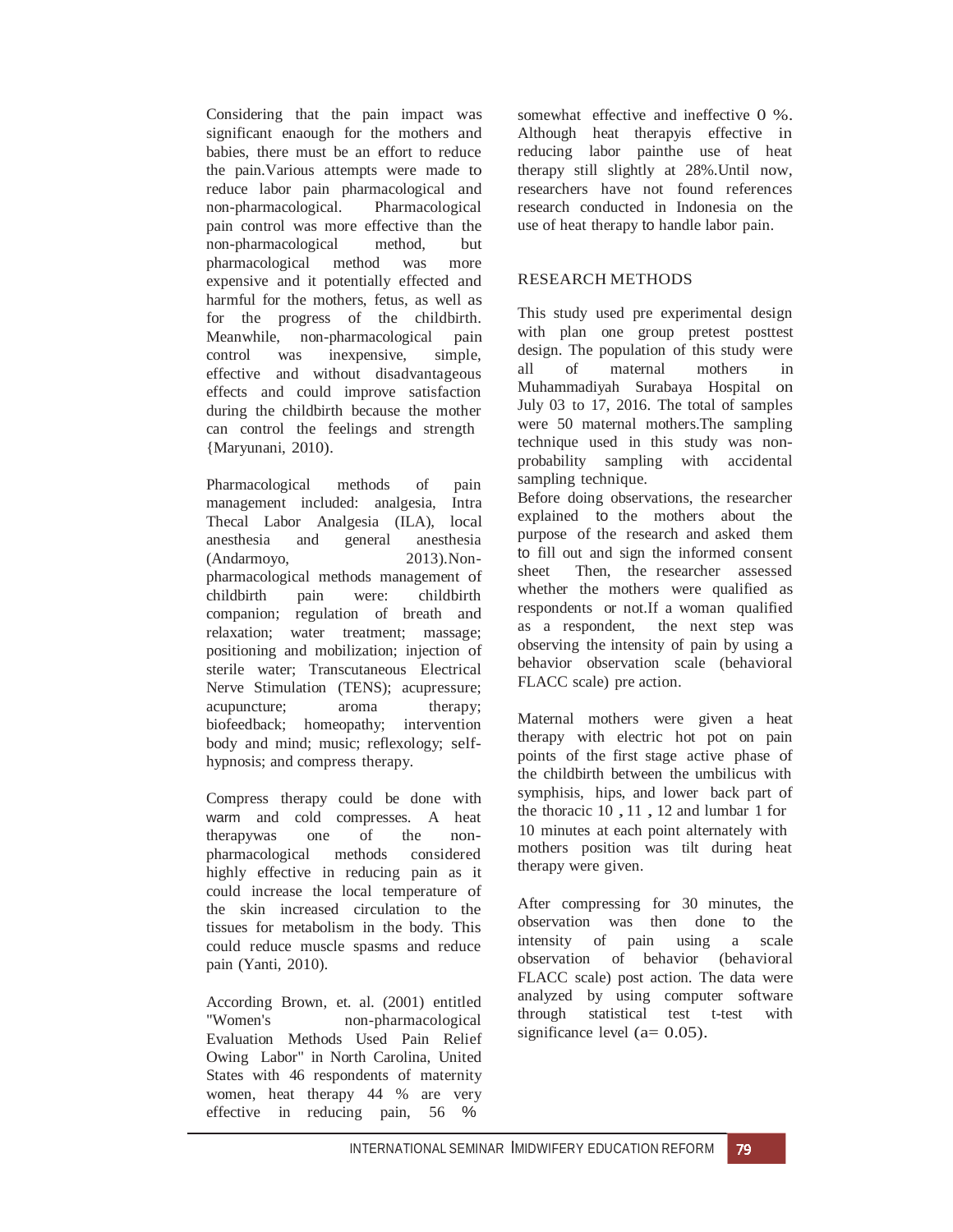Considering that the pain impact was significant enaough for the mothers and babies, there must be an effort to reduce the pain.Various attempts were made to reduce labor pain pharmacological and non-pharmacological. Pharmacological pain control was more effective than the non-pharmacological method, but pharmacological method was more expensive and it potentially effected and harmful for the mothers, fetus, as well as for the progress of the childbirth. Meanwhile, non-pharmacological pain control was inexpensive, simple, effective and without disadvantageous effects and could improve satisfaction during the childbirth because the mother can control the feelings and strength {Maryunani, 2010).

Pharmacological methods of pain management included: analgesia, Intra Thecal Labor Analgesia (ILA), local anesthesia and general anesthesia (Andarmoyo, 2013).Non-pharmacological methods management of childbirth pain were: childbirth companion; regulation of breath and relaxation; water treatment; massage; positioning and mobilization; injection of sterile water; Transcutaneous Electrical Nerve Stimulation (TENS); acupressure; acupuncture; aroma therapy; biofeedback; homeopathy; intervention body and mind; music; reflexology; self-hypnosis; and compress therapy.

Compress therapy could be done with warm and cold compresses. A heat therapywas one of the non-pharmacological methods considered highly effective in reducing pain as it could increase the local temperature of the skin increased circulation to the tissues for metabolism in the body. This could reduce muscle spasms and reduce pain (Yanti, 2010).

According Brown, et. al. (2001) entitled "Women's non-pharmacological Evaluation Methods Used Pain Relief Owing Labor" in North Carolina, United States with 46 respondents of maternity women, heat therapy 44 % are very effective in reducing pain, 56 % somewhat effective and ineffective 0 %. Although heat therapyis effective in reducing labor painthe use of heat therapy still slightly at 28%.Until now, researchers have not found references research conducted in Indonesia on the use of heat therapy to handle labor pain.

## RESEARCH METHODS

This study used pre experimental design with plan one group pretest posttest design. The population of this study were all of maternal mothers in Muhammadiyah Surabaya Hospital on July 03 to 17, 2016. The total of samples were 50 maternal mothers.The sampling technique used in this study was non-probability sampling with accidental sampling technique.

Before doing observations, the researcher explained to the mothers about the purpose of the research and asked them to fill out and sign the informed consent sheet Then, the researcher assessed whether the mothers were qualified as respondents or not.If a woman qualified as a respondent, the next step was observing the intensity of pain by using a behavior observation scale (behavioral FLACC scale) pre action.

Maternal mothers were given a heat therapy with electric hot pot on pain points of the first stage active phase of the childbirth between the umbilicus with symphisis, hips, and lower back part of the thoracic 10 , 11 , 12 and lumbar 1 for 10 minutes at each point alternately with mothers position was tilt during heat therapy were given.

After compressing for 30 minutes, the observation was then done to the intensity of pain using a scale observation of behavior (behavioral FLACC scale) post action. The data were analyzed by using computer software through statistical test t-test with significance level ($a= 0.05$).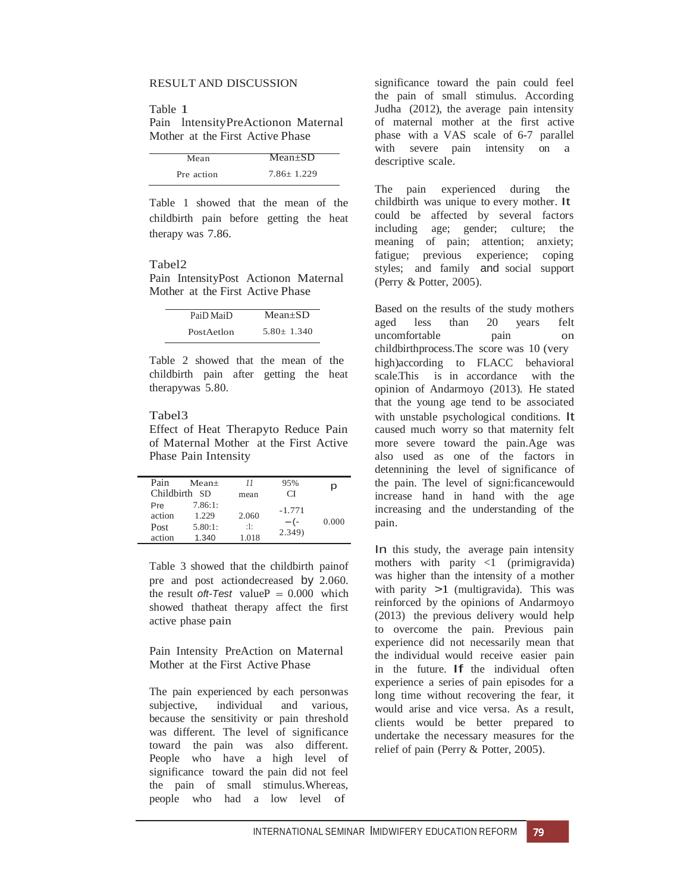## RESULT AND DISCUSSION

Table 1
Pain IntensityPreActionon Maternal Mother at the First Active Phase

| Mean | Mean±SD |
|---|---|
| Pre action | 7.86± 1.229 |

Table 1 showed that the mean of the childbirth pain before getting the heat therapy was 7.86.

Tabel2
Pain IntensityPost Actionon Maternal Mother at the First Active Phase

| PaiD MaiD | Mean±SD |
|---|---|
| PostAetlon | 5.80± 1.340 |

Table 2 showed that the mean of the childbirth pain after getting the heat therapywas 5.80.

Tabel3
Effect of Heat Therapyto Reduce Pain of Maternal Mother at the First Active Phase Pain Intensity

| Pain Childbirth | Mean± SD | 11 mean | 95% CI | p |
|---|---|---|---|---|
| Pre action | 7.86:1: 1.229 | 2.060 :l: 1.018 | -1.771 –(- 2.349) | 0.000 |
| Post action | 5.80:1: 1.340 | | | |

Table 3 showed that the childbirth painof pre and post actiondecreased by 2.060. the result *oft-Test* valueP = 0.000 which showed thatheat therapy affect the first active phase pain

Pain Intensity PreAction on Maternal Mother at the First Active Phase

The pain experienced by each personwas subjective, individual and various, because the sensitivity or pain threshold was different. The level of significance toward the pain was also different. People who have a high level of significance toward the pain did not feel the pain of small stimulus.Whereas, people who had a low level of significance toward the pain could feel the pain of small stimulus. According Judha (2012), the average pain intensity of maternal mother at the first active phase with a VAS scale of 6-7 parallel with severe pain intensity on a descriptive scale.

The pain experienced during the childbirth was unique to every mother. It could be affected by several factors including age; gender; culture; the meaning of pain; attention; anxiety; fatigue; previous experience; coping styles; and family and social support (Perry & Potter, 2005).

Based on the results of the study mothers aged less than 20 years felt uncomfortable pain on childbirthprocess.The score was 10 (very high)according to FLACC behavioral scale.This is in accordance with the opinion of Andarmoyo (2013). He stated that the young age tend to be associated with unstable psychological conditions. It caused much worry so that maternity felt more severe toward the pain.Age was also used as one of the factors in detenining the level of significance of the pain. The level of signi:ficancewould increase hand in hand with the age increasing and the understanding of the pain.

In this study, the average pain intensity mothers with parity <1 (primigravida) was higher than the intensity of a mother with parity >1 (multigravida). This was reinforced by the opinions of Andarmoyo (2013) the previous delivery would help to overcome the pain. Previous pain experience did not necessarily mean that the individual would receive easier pain in the future. If the individual often experience a series of pain episodes for a long time without recovering the fear, it would arise and vice versa. As a result, clients would be better prepared to undertake the necessary measures for the relief of pain (Perry & Potter, 2005).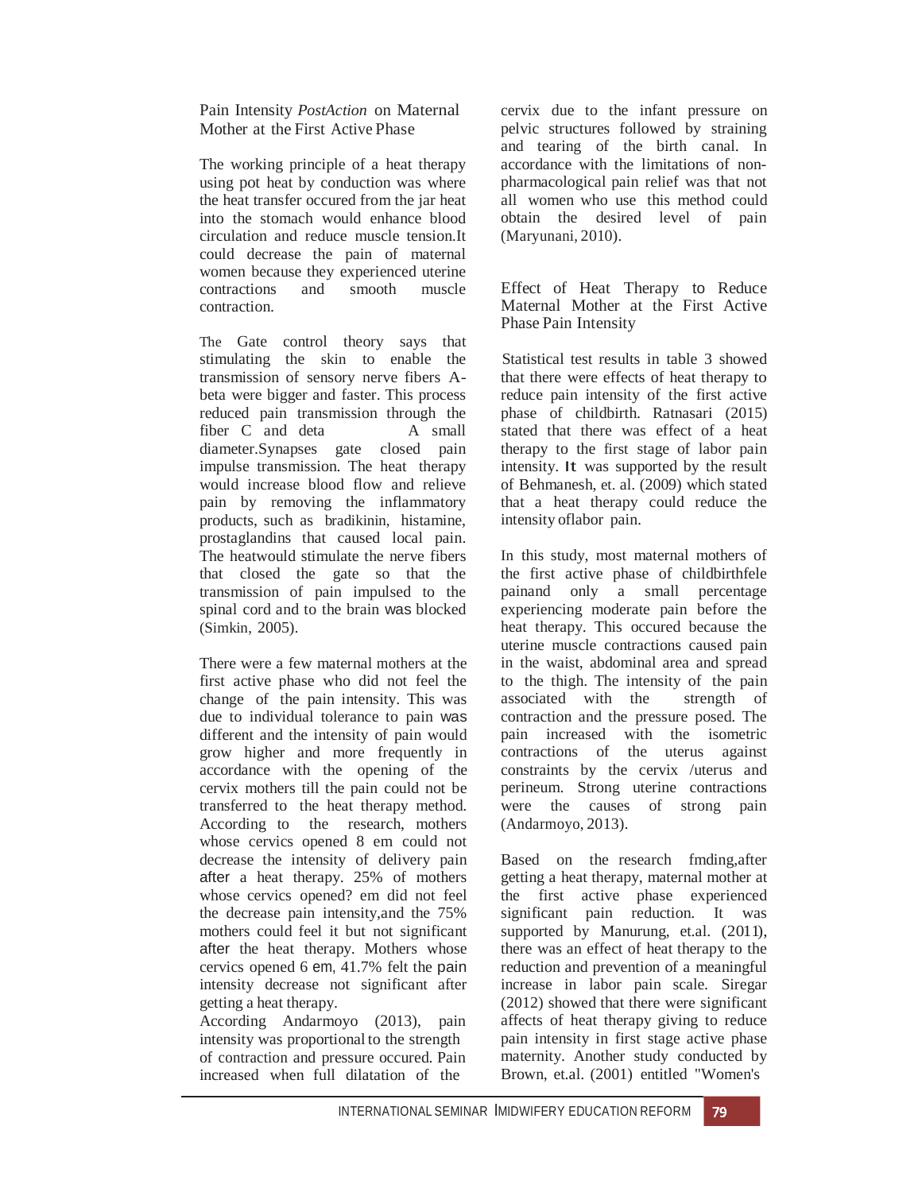### Pain Intensity *PostAction* on Maternal Mother at the First Active Phase

The working principle of a heat therapy using pot heat by conduction was where the heat transfer occured from the jar heat into the stomach would enhance blood circulation and reduce muscle tension.It could decrease the pain of maternal women because they experienced uterine contractions and smooth muscle contraction.

The Gate control theory says that stimulating the skin to enable the transmission of sensory nerve fibers A-beta were bigger and faster. This process reduced pain transmission through the fiber C and deta A small diameter.Synapses gate closed pain impulse transmission. The heat therapy would increase blood flow and relieve pain by removing the inflammatory products, such as bradikinin, histamine, prostaglandins that caused local pain. The heatwould stimulate the nerve fibers that closed the gate so that the transmission of pain impulsed to the spinal cord and to the brain was blocked (Simkin, 2005).

There were a few maternal mothers at the first active phase who did not feel the change of the pain intensity. This was due to individual tolerance to pain was different and the intensity of pain would grow higher and more frequently in accordance with the opening of the cervix mothers till the pain could not be transferred to the heat therapy method. According to the research, mothers whose cervics opened 8 em could not decrease the intensity of delivery pain after a heat therapy. 25% of mothers whose cervics opened? em did not feel the decrease pain intensity,and the 75% mothers could feel it but not significant after the heat therapy. Mothers whose cervics opened 6 em, 41.7% felt the pain intensity decrease not significant after getting a heat therapy.

According Andarmoyo (2013), pain intensity was proportional to the strength of contraction and pressure occured. Pain increased when full dilatation of the cervix due to the infant pressure on pelvic structures followed by straining and tearing of the birth canal. In accordance with the limitations of non-pharmacological pain relief was that not all women who use this method could obtain the desired level of pain (Maryunani, 2010).

### Effect of Heat Therapy to Reduce Maternal Mother at the First Active Phase Pain Intensity

Statistical test results in table 3 showed that there were effects of heat therapy to reduce pain intensity of the first active phase of childbirth. Ratnasari (2015) stated that there was effect of a heat therapy to the first stage of labor pain intensity. It was supported by the result of Behmanesh, et. al. (2009) which stated that a heat therapy could reduce the intensity oflabor pain.

In this study, most maternal mothers of the first active phase of childbirthfele painand only a small percentage experiencing moderate pain before the heat therapy. This occured because the uterine muscle contractions caused pain in the waist, abdominal area and spread to the thigh. The intensity of the pain associated with the strength of contraction and the pressure posed. The pain increased with the isometric contractions of the uterus against constraints by the cervix /uterus and perineum. Strong uterine contractions were the causes of strong pain (Andarmoyo, 2013).

Based on the research fmding,after getting a heat therapy, maternal mother at the first active phase experienced significant pain reduction. It was supported by Manurung, et.al. (2011), there was an effect of heat therapy to the reduction and prevention of a meaningful increase in labor pain scale. Siregar (2012) showed that there were significant affects of heat therapy giving to reduce pain intensity in first stage active phase maternity. Another study conducted by Brown, et.al. (2001) entitled "Women's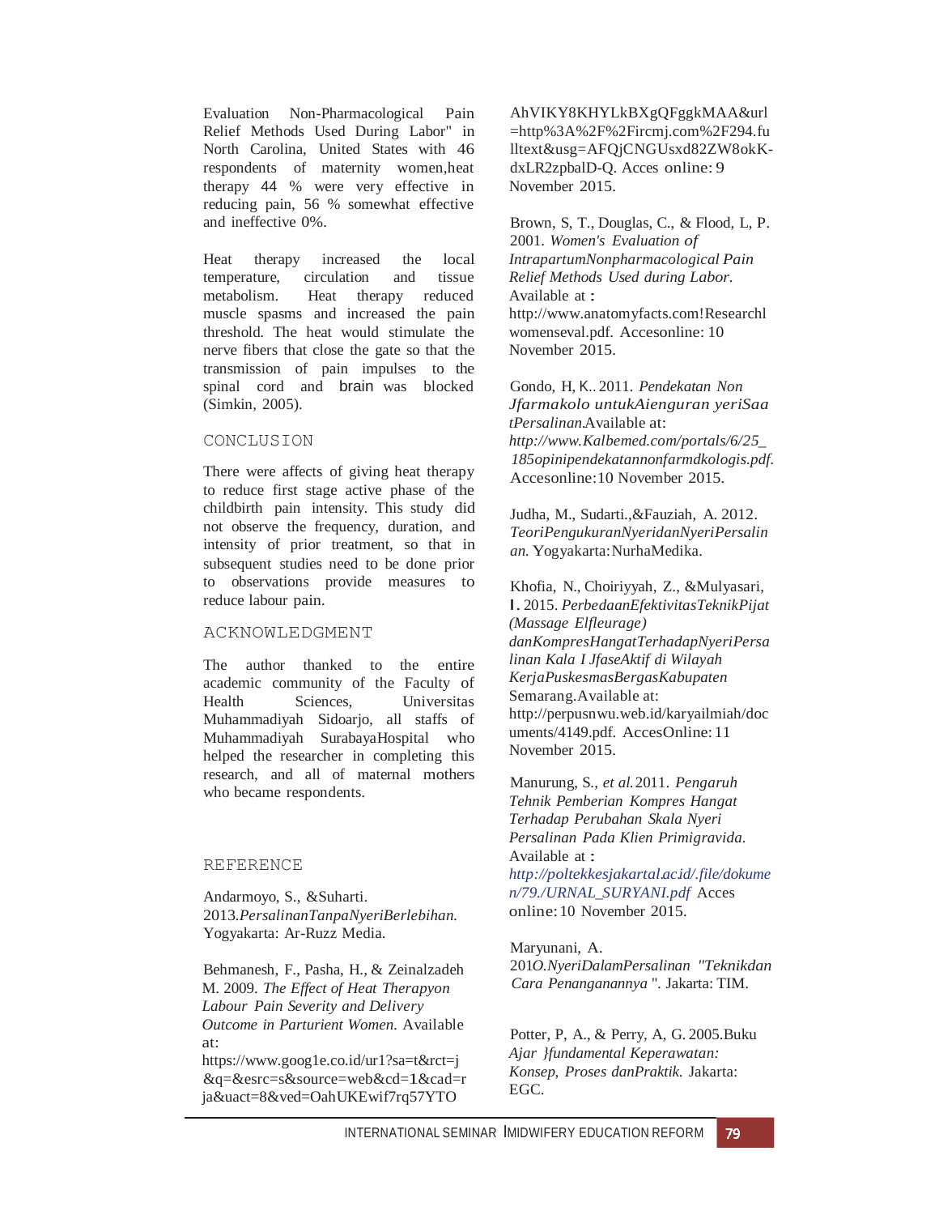Evaluation Non-Pharmacological Pain Relief Methods Used During Labor" in North Carolina, United States with 46 respondents of maternity women,heat therapy 44 % were very effective in reducing pain, 56 % somewhat effective and ineffective 0%.

Heat therapy increased the local temperature, circulation and tissue metabolism. Heat therapy reduced muscle spasms and increased the pain threshold. The heat would stimulate the nerve fibers that close the gate so that the transmission of pain impulses to the spinal cord and brain was blocked (Simkin, 2005).

## CONCLUSION

There were affects of giving heat therapy to reduce first stage active phase of the childbirth pain intensity. This study did not observe the frequency, duration, and intensity of prior treatment, so that in subsequent studies need to be done prior to observations provide measures to reduce labour pain.

## ACKNOWLEDGMENT

The author thanked to the entire academic community of the Faculty of Health Sciences, Universitas Muhammadiyah Sidoarjo, all staffs of Muhammadiyah SurabayaHospital who helped the researcher in completing this research, and all of maternal mothers who became respondents.

## REFERENCE

Andarmoyo, S., &Suharti. 2013.*PersalinanTanpaNyeriBerlebihan.* Yogyakarta: Ar-Ruzz Media.

Behmanesh, F., Pasha, H., & Zeinalzadeh M. 2009. *The Effect of Heat Therapyon Labour Pain Severity and Delivery Outcome in Parturient Women.* Available at: https://www.goog1e.co.id/ur1?sa=t&rct=j&q=&esrc=s&source=web&cd=1&cad=rja&uact=8&ved=OahUKEwif7rq57YTOAhVIKY8KHYLkBXgQFggkMAA&url=http%3A%2F%2Fircmj.com%2F294.fulltext&usg=AFQjCNGUsxd82ZW8okK-dxLR2zpbalD-Q. Acces online: 9 November 2015.

Brown, S, T., Douglas, C., & Flood, L, P. 2001. *Women's Evaluation of IntrapartumNonpharmacological Pain Relief Methods Used during Labor.* Available at : http://www.anatomyfacts.com!Researchl womenseval.pdf. Accesonline: 10 November 2015.

Gondo, H, K.. 2011. *Pendekatan Non Jfarmakolo untukAienguran yeriSaa tPersalinan.*Available at: *http://www.Kalbemed.com/portals/6/25_185opinipendekatannonfarmdkologis.pdf.* Accesonline:10 November 2015.

Judha, M., Sudarti.,&Fauziah, A. 2012. *TeoriPengukuranNyeridanNyeriPersalinan.* Yogyakarta: NurhaMedika.

Khofia, N., Choiriyyah, Z., &Mulyasari, I. 2015. *PerbedaanEfektivitasTeknikPijat (Massage Elfleurage) danKompresHangatTerhadapNyeriPersalinan Kala I JfaseAktif di Wilayah KerjaPuskesmasBergasKabupaten* Semarang.Available at: http://perpusnwu.web.id/karyailmiah/documents/4149.pdf. AccesOnline: 11 November 2015.

Manurung, S., *et al.* 2011. *Pengaruh Tehnik Pemberian Kompres Hangat Terhadap Perubahan Skala Nyeri Persalinan Pada Klien Primigravida.* Available at : *http://poltekkesjakartal.ac.id/.file/dokumen/79./URNAL_SURYANI.pdf* Acces online: 10 November 2015.

Maryunani, A. 201O.*NyeriDalamPersalinan "Teknikdan Cara Penanganannya* ". Jakarta: TIM.

Potter, P, A., & Perry, A, G. 2005.Buku *Ajar }fundamental Keperawatan: Konsep, Proses danPraktik.* Jakarta: EGC.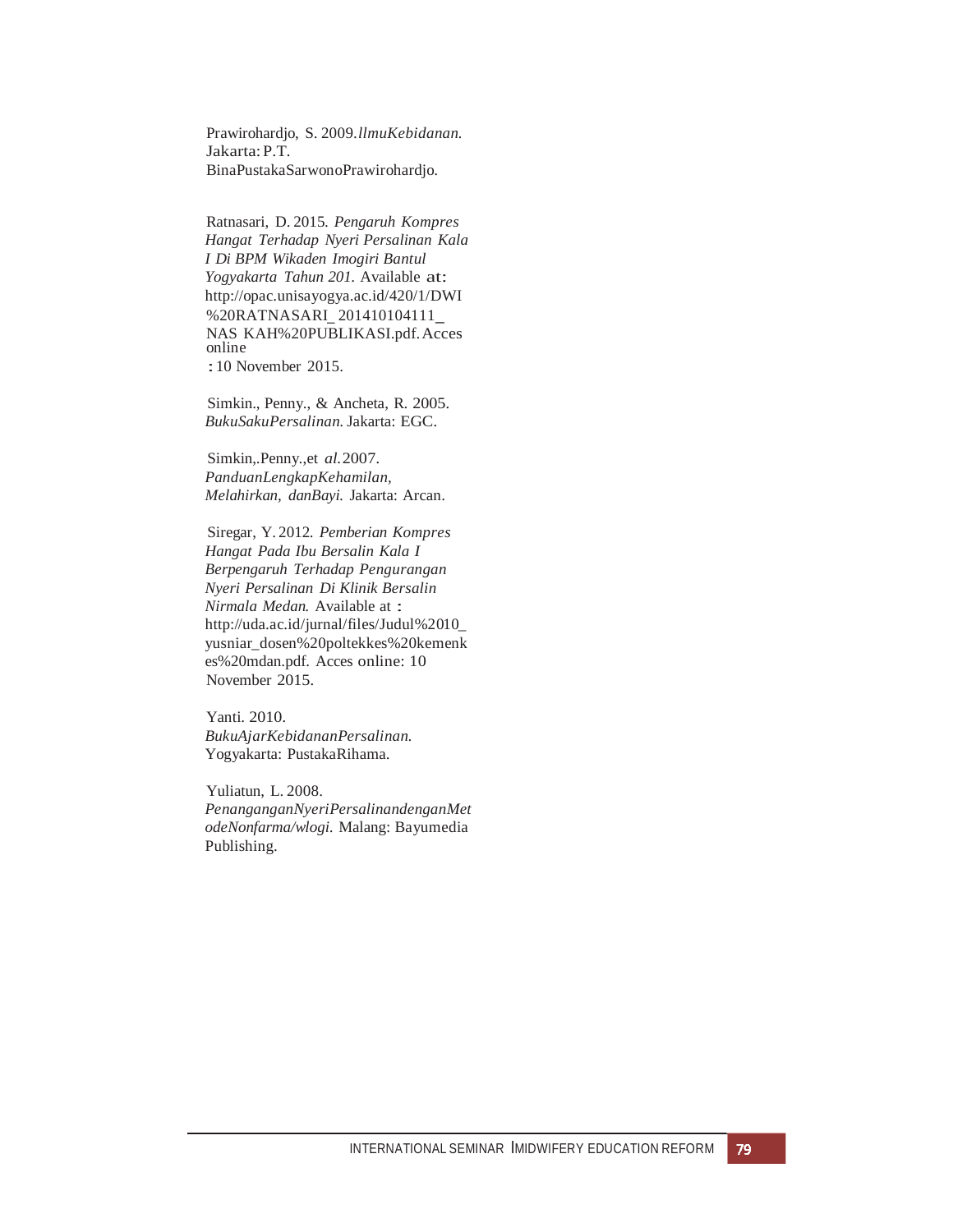Prawirohardjo, S. 2009.*llmuKebidanan.* Jakarta: P.T. BinaPustakaSarwonoPrawirohardjo.

Ratnasari, D. 2015. *Pengaruh Kompres Hangat Terhadap Nyeri Persalinan Kala I Di BPM Wikaden Imogiri Bantul Yogyakarta Tahun 201.* Available at: http://opac.unisayogya.ac.id/420/1/DWI%20RATNASARI_201410104111_NAS KAH%20PUBLIKASI.pdf. Acces online : 10 November 2015.

Simkin., Penny., & Ancheta, R. 2005. *BukuSakuPersalinan.* Jakarta: EGC.

Simkin,.Penny.,et *al.* 2007. *PanduanLengkapKehamilan, Melahirkan, danBayi.* Jakarta: Arcan.

Siregar, Y. 2012. *Pemberian Kompres Hangat Pada Ibu Bersalin Kala I Berpengaruh Terhadap Pengurangan Nyeri Persalinan Di Klinik Bersalin Nirmala Medan.* Available at : http://uda.ac.id/jurnal/files/Judul%2010_yusniar_dosen%20poltekkes%20kemenkes%20mdan.pdf. Acces online: 10 November 2015.

Yanti. 2010. *BukuAjarKebidananPersalinan.* Yogyakarta: PustakaRihama.

Yuliatun, L. 2008. *PenangananNyeriPersalinandenganMetodeNonfarma/wlogi.* Malang: Bayumedia Publishing.